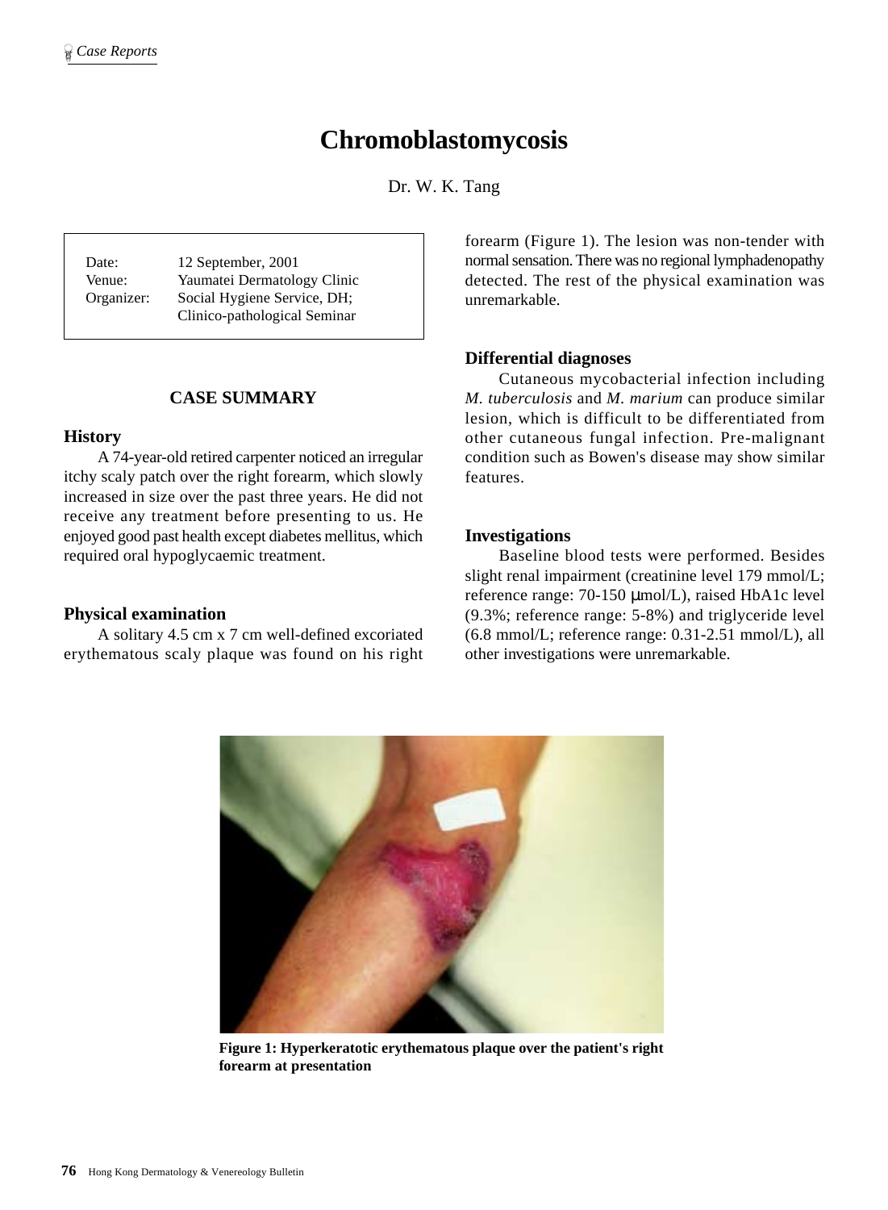# Chromoblastomycosis

Dr. W. K. Tang

| | |
|---|---|
| Date: | 12 September, 2001 |
| Venue: | Yaumatei Dermatology Clinic |
| Organizer: | Social Hygiene Service, DH; Clinico-pathological Seminar |

## CASE SUMMARY

### History

A 74-year-old retired carpenter noticed an irregular itchy scaly patch over the right forearm, which slowly increased in size over the past three years. He did not receive any treatment before presenting to us. He enjoyed good past health except diabetes mellitus, which required oral hypoglycaemic treatment.

### Physical examination

A solitary 4.5 cm x 7 cm well-defined excoriated erythematous scaly plaque was found on his right forearm (Figure 1). The lesion was non-tender with normal sensation. There was no regional lymphadenopathy detected. The rest of the physical examination was unremarkable.

### Differential diagnoses

Cutaneous mycobacterial infection including *M. tuberculosis* and *M. marium* can produce similar lesion, which is difficult to be differentiated from other cutaneous fungal infection. Pre-malignant condition such as Bowen's disease may show similar features.

### Investigations

Baseline blood tests were performed. Besides slight renal impairment (creatinine level 179 mmol/L; reference range: 70-150 μmol/L), raised HbA1c level (9.3%; reference range: 5-8%) and triglyceride level (6.8 mmol/L; reference range: 0.31-2.51 mmol/L), all other investigations were unremarkable.

**Figure 1: Hyperkeratotic erythematous plaque over the patient's right forearm at presentation**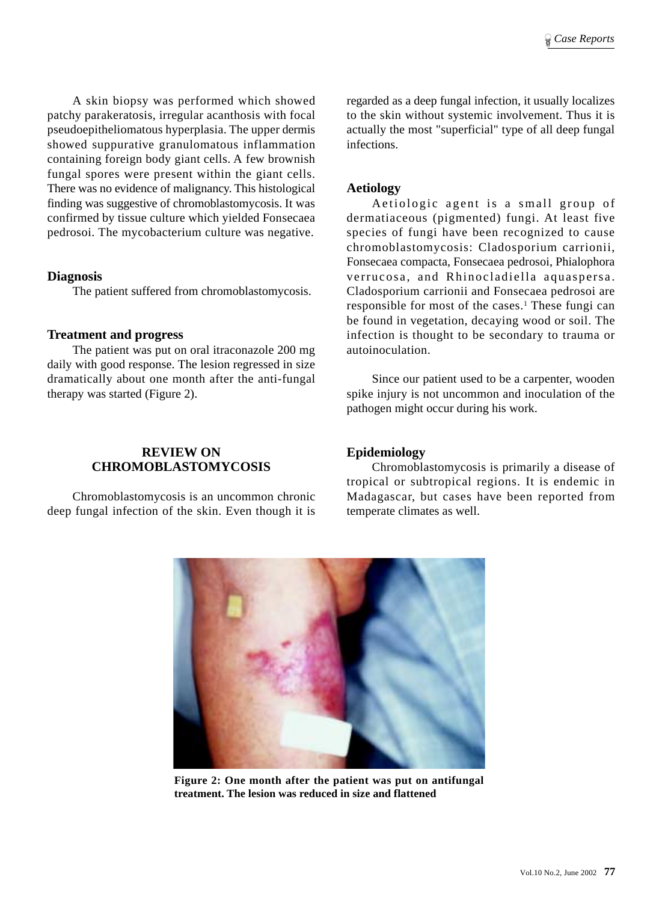A skin biopsy was performed which showed patchy parakeratosis, irregular acanthosis with focal pseudoepitheliomatous hyperplasia. The upper dermis showed suppurative granulomatous inflammation containing foreign body giant cells. A few brownish fungal spores were present within the giant cells. There was no evidence of malignancy. This histological finding was suggestive of chromoblastomycosis. It was confirmed by tissue culture which yielded Fonsecaea pedrosoi. The mycobacterium culture was negative.

### Diagnosis

The patient suffered from chromoblastomycosis.

### Treatment and progress

The patient was put on oral itraconazole 200 mg daily with good response. The lesion regressed in size dramatically about one month after the anti-fungal therapy was started (Figure 2).

## REVIEW ON CHROMOBLASTOMYCOSIS

Chromoblastomycosis is an uncommon chronic deep fungal infection of the skin. Even though it is regarded as a deep fungal infection, it usually localizes to the skin without systemic involvement. Thus it is actually the most "superficial" type of all deep fungal infections.

### Aetiology

Aetiologic agent is a small group of dermatiaceous (pigmented) fungi. At least five species of fungi have been recognized to cause chromoblastomycosis: Cladosporium carrionii, Fonsecaea compacta, Fonsecaea pedrosoi, Phialophora verrucosa, and Rhinocladiella aquaspersa. Cladosporium carrionii and Fonsecaea pedrosoi are responsible for most of the cases.[1] These fungi can be found in vegetation, decaying wood or soil. The infection is thought to be secondary to trauma or autoinoculation.

Since our patient used to be a carpenter, wooden spike injury is not uncommon and inoculation of the pathogen might occur during his work.

### Epidemiology

Chromoblastomycosis is primarily a disease of tropical or subtropical regions. It is endemic in Madagascar, but cases have been reported from temperate climates as well.

**Figure 2: One month after the patient was put on antifungal treatment. The lesion was reduced in size and flattened**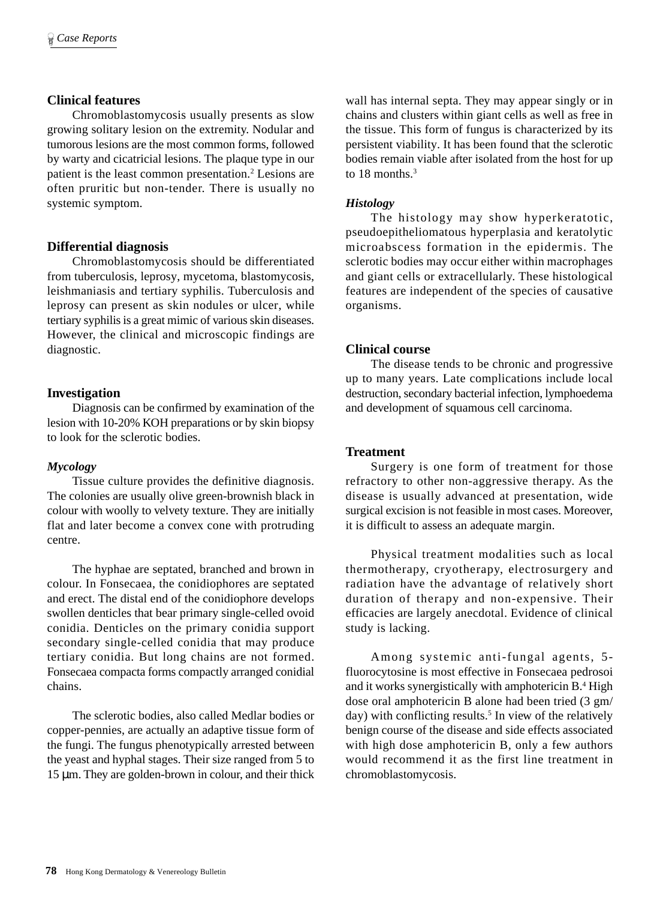## Clinical features

Chromoblastomycosis usually presents as slow growing solitary lesion on the extremity. Nodular and tumorous lesions are the most common forms, followed by warty and cicatricial lesions. The plaque type in our patient is the least common presentation.[2] Lesions are often pruritic but non-tender. There is usually no systemic symptom.

## Differential diagnosis

Chromoblastomycosis should be differentiated from tuberculosis, leprosy, mycetoma, blastomycosis, leishmaniasis and tertiary syphilis. Tuberculosis and leprosy can present as skin nodules or ulcer, while tertiary syphilis is a great mimic of various skin diseases. However, the clinical and microscopic findings are diagnostic.

## Investigation

Diagnosis can be confirmed by examination of the lesion with 10-20% KOH preparations or by skin biopsy to look for the sclerotic bodies.

### *Mycology*

Tissue culture provides the definitive diagnosis. The colonies are usually olive green-brownish black in colour with woolly to velvety texture. They are initially flat and later become a convex cone with protruding centre.

The hyphae are septated, branched and brown in colour. In Fonsecaea, the conidiophores are septated and erect. The distal end of the conidiophore develops swollen denticles that bear primary single-celled ovoid conidia. Denticles on the primary conidia support secondary single-celled conidia that may produce tertiary conidia. But long chains are not formed. Fonsecaea compacta forms compactly arranged conidial chains.

The sclerotic bodies, also called Medlar bodies or copper-pennies, are actually an adaptive tissue form of the fungi. The fungus phenotypically arrested between the yeast and hyphal stages. Their size ranged from 5 to 15 μm. They are golden-brown in colour, and their thick wall has internal septa. They may appear singly or in chains and clusters within giant cells as well as free in the tissue. This form of fungus is characterized by its persistent viability. It has been found that the sclerotic bodies remain viable after isolated from the host for up to 18 months.[3]

### *Histology*

The histology may show hyperkeratotic, pseudoepitheliomatous hyperplasia and keratolytic microabscess formation in the epidermis. The sclerotic bodies may occur either within macrophages and giant cells or extracellularly. These histological features are independent of the species of causative organisms.

## Clinical course

The disease tends to be chronic and progressive up to many years. Late complications include local destruction, secondary bacterial infection, lymphoedema and development of squamous cell carcinoma.

## Treatment

Surgery is one form of treatment for those refractory to other non-aggressive therapy. As the disease is usually advanced at presentation, wide surgical excision is not feasible in most cases. Moreover, it is difficult to assess an adequate margin.

Physical treatment modalities such as local thermotherapy, cryotherapy, electrosurgery and radiation have the advantage of relatively short duration of therapy and non-expensive. Their efficacies are largely anecdotal. Evidence of clinical study is lacking.

Among systemic anti-fungal agents, 5-fluorocytosine is most effective in Fonsecaea pedrosoi and it works synergistically with amphotericin B.[4] High dose oral amphotericin B alone had been tried (3 gm/day) with conflicting results.[5] In view of the relatively benign course of the disease and side effects associated with high dose amphotericin B, only a few authors would recommend it as the first line treatment in chromoblastomycosis.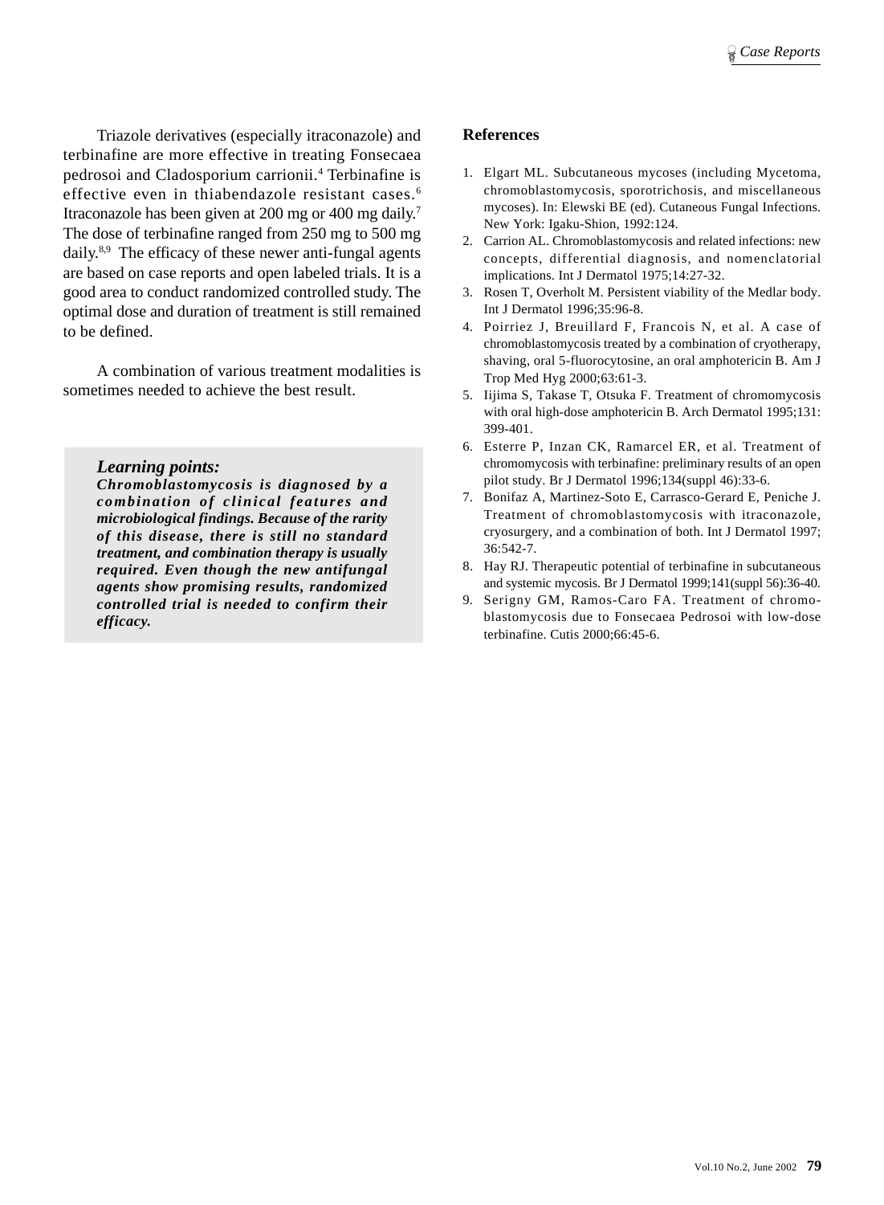Triazole derivatives (especially itraconazole) and terbinafine are more effective in treating Fonsecaea pedrosoi and Cladosporium carrionii.[4] Terbinafine is effective even in thiabendazole resistant cases.[6] Itraconazole has been given at 200 mg or 400 mg daily.[7] The dose of terbinafine ranged from 250 mg to 500 mg daily.[8,9] The efficacy of these newer anti-fungal agents are based on case reports and open labeled trials. It is a good area to conduct randomized controlled study. The optimal dose and duration of treatment is still remained to be defined.

A combination of various treatment modalities is sometimes needed to achieve the best result.

> ***Learning points:***
> ***Chromoblastomycosis is diagnosed by a combination of clinical features and microbiological findings. Because of the rarity of this disease, there is still no standard treatment, and combination therapy is usually required. Even though the new antifungal agents show promising results, randomized controlled trial is needed to confirm their efficacy.***

## References

1. Elgart ML. Subcutaneous mycoses (including Mycetoma, chromoblastomycosis, sporotrichosis, and miscellaneous mycoses). In: Elewski BE (ed). Cutaneous Fungal Infections. New York: Igaku-Shion, 1992:124.
2. Carrion AL. Chromoblastomycosis and related infections: new concepts, differential diagnosis, and nomenclatorial implications. Int J Dermatol 1975;14:27-32.
3. Rosen T, Overholt M. Persistent viability of the Medlar body. Int J Dermatol 1996;35:96-8.
4. Poirriez J, Breuillard F, Francois N, et al. A case of chromoblastomycosis treated by a combination of cryotherapy, shaving, oral 5-fluorocytosine, an oral amphotericin B. Am J Trop Med Hyg 2000;63:61-3.
5. Iijima S, Takase T, Otsuka F. Treatment of chromomycosis with oral high-dose amphotericin B. Arch Dermatol 1995;131: 399-401.
6. Esterre P, Inzan CK, Ramarcel ER, et al. Treatment of chromomycosis with terbinafine: preliminary results of an open pilot study. Br J Dermatol 1996;134(suppl 46):33-6.
7. Bonifaz A, Martinez-Soto E, Carrasco-Gerard E, Peniche J. Treatment of chromoblastomycosis with itraconazole, cryosurgery, and a combination of both. Int J Dermatol 1997; 36:542-7.
8. Hay RJ. Therapeutic potential of terbinafine in subcutaneous and systemic mycosis. Br J Dermatol 1999;141(suppl 56):36-40.
9. Serigny GM, Ramos-Caro FA. Treatment of chromoblastomycosis due to Fonsecaea Pedrosoi with low-dose terbinafine. Cutis 2000;66:45-6.